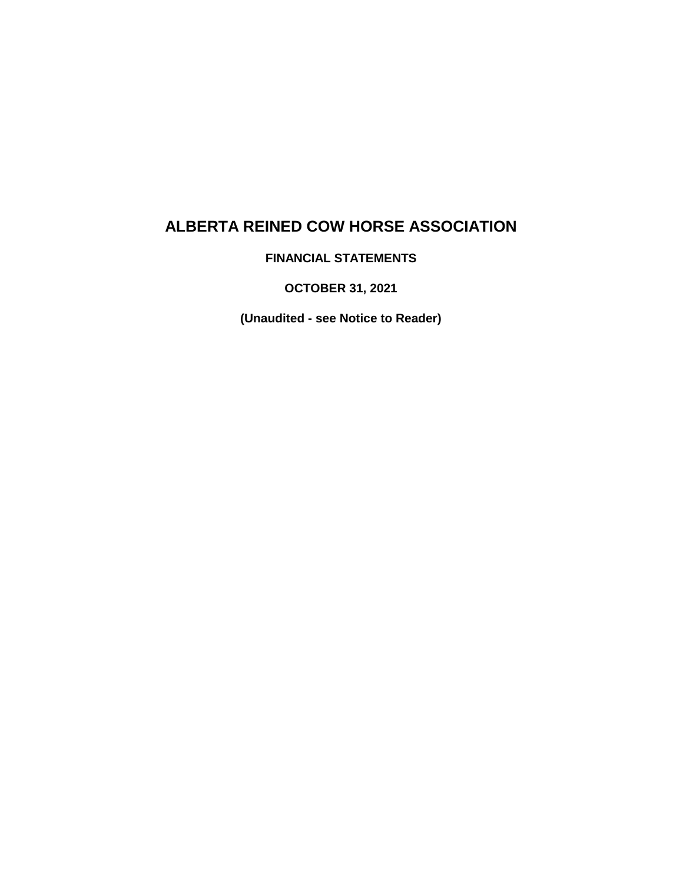# ALBERTA REINED COW HORSE ASSOCIATION

**FINANCIAL STATEMENTS**

**OCTOBER 31, 2021**

**(Unaudited - see Notice to Reader)**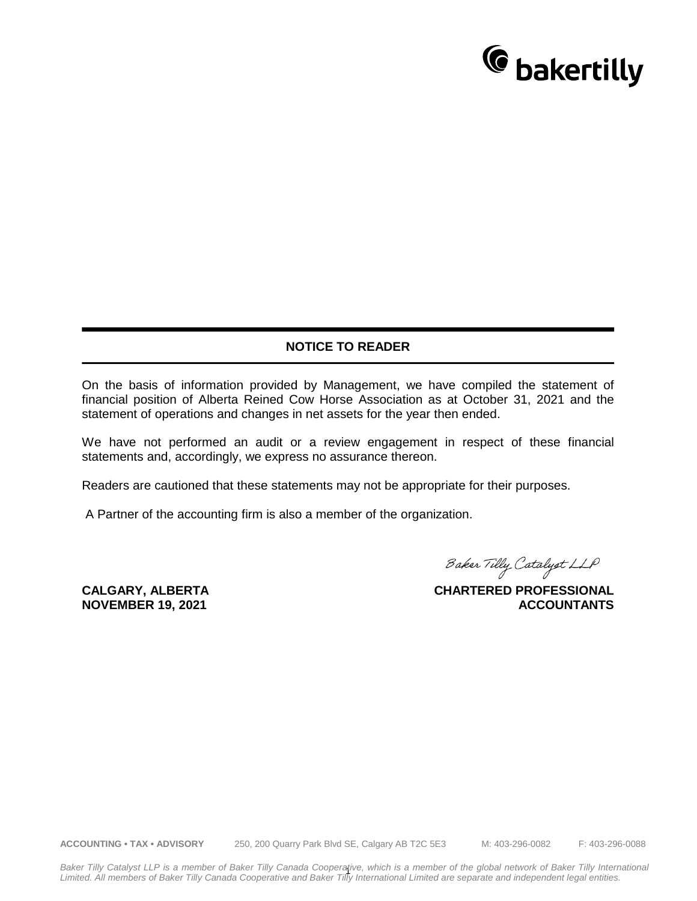## NOTICE TO READER

On the basis of information provided by Management, we have compiled the statement of financial position of Alberta Reined Cow Horse Association as at October 31, 2021 and the statement of operations and changes in net assets for the year then ended.

We have not performed an audit or a review engagement in respect of these financial statements and, accordingly, we express no assurance thereon.

Readers are cautioned that these statements may not be appropriate for their purposes.

A Partner of the accounting firm is also a member of the organization.

*Baker Tilly Catalyst LLP*

**CALGARY, ALBERTA**
**NOVEMBER 19, 2021**

**CHARTERED PROFESSIONAL ACCOUNTANTS**

**ACCOUNTING • TAX • ADVISORY** 250, 200 Quarry Park Blvd SE, Calgary AB T2C 5E3 M: 403-296-0082 F: 403-296-0088

*Baker Tilly Catalyst LLP is a member of Baker Tilly Canada Cooperative, which is a member of the global network of Baker Tilly International Limited. All members of Baker Tilly Canada Cooperative and Baker Tilly International Limited are separate and independent legal entities.*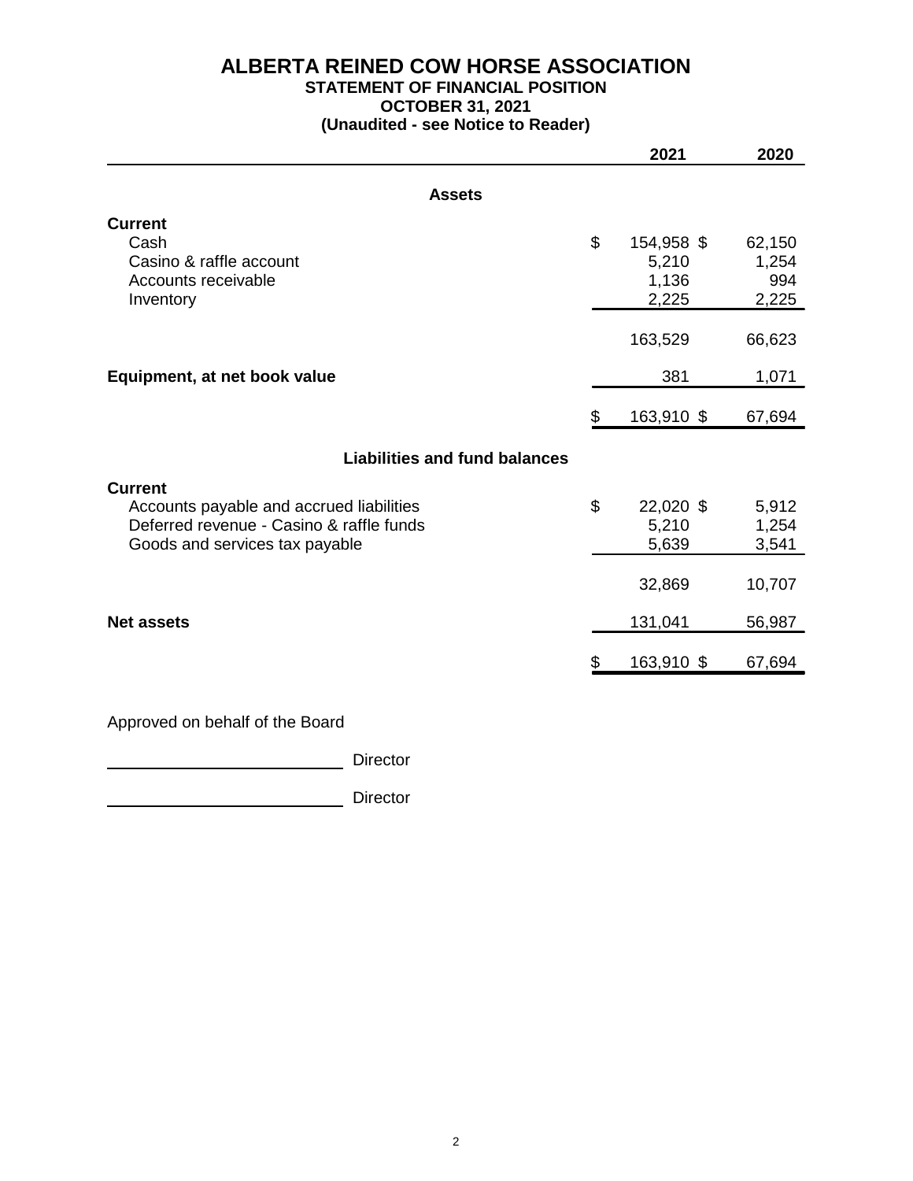# ALBERTA REINED COW HORSE ASSOCIATION

## STATEMENT OF FINANCIAL POSITION

### OCTOBER 31, 2021

### (Unaudited - see Notice to Reader)

| | 2021 | 2020 |
|---|---|---|
| **Assets** | | |
| **Current** | | |
| Cash | $ 154,958 | $ 62,150 |
| Casino & raffle account | 5,210 | 1,254 |
| Accounts receivable | 1,136 | 994 |
| Inventory | 2,225 | 2,225 |
| | 163,529 | 66,623 |
| **Equipment, at net book value** | 381 | 1,071 |
| | $ 163,910 | $ 67,694 |
| **Liabilities and fund balances** | | |
| **Current** | | |
| Accounts payable and accrued liabilities | $ 22,020 | $ 5,912 |
| Deferred revenue - Casino & raffle funds | 5,210 | 1,254 |
| Goods and services tax payable | 5,639 | 3,541 |
| | 32,869 | 10,707 |
| **Net assets** | 131,041 | 56,987 |
| | $ 163,910 | $ 67,694 |

Approved on behalf of the Board

_________________________ Director

_________________________ Director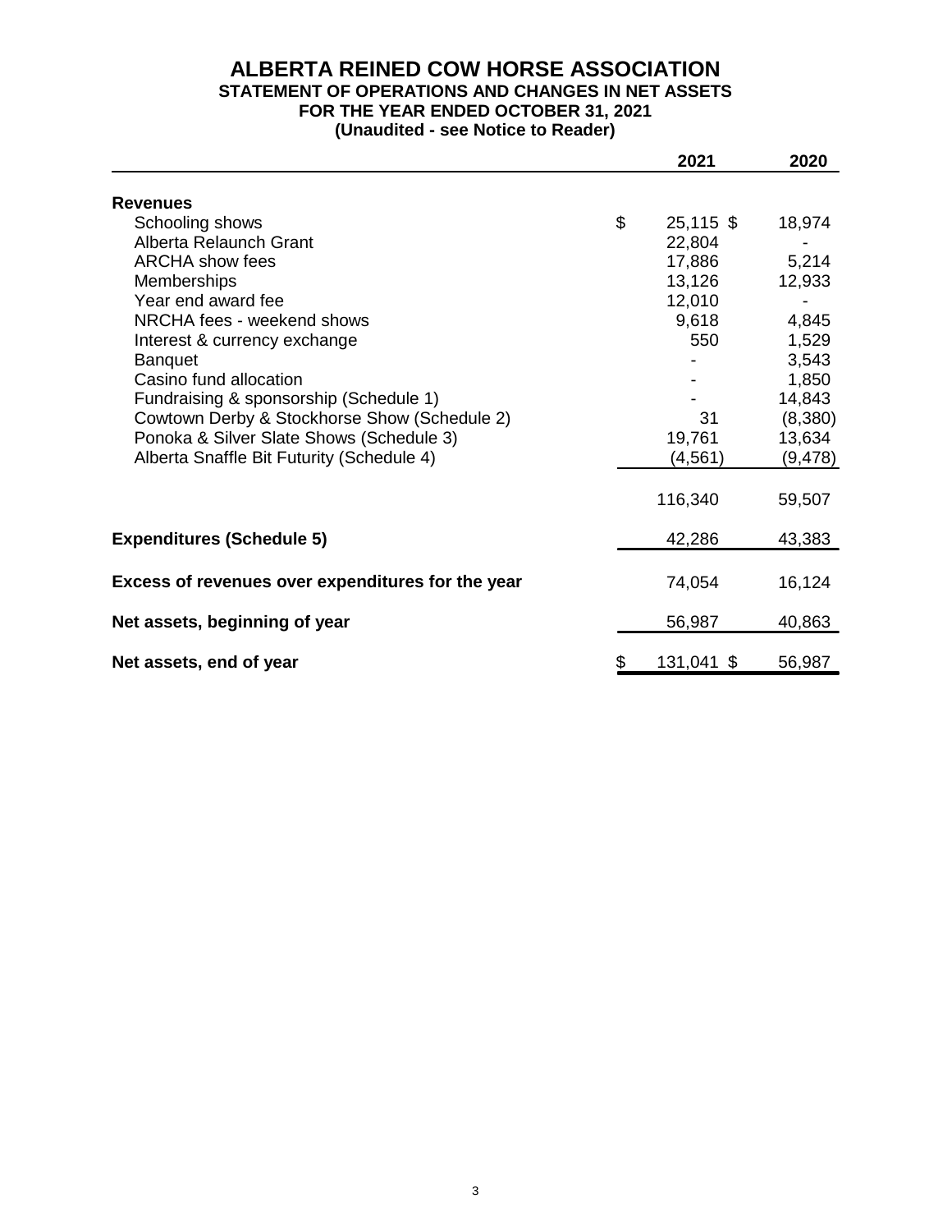# ALBERTA REINED COW HORSE ASSOCIATION

## STATEMENT OF OPERATIONS AND CHANGES IN NET ASSETS

### FOR THE YEAR ENDED OCTOBER 31, 2021

### (Unaudited - see Notice to Reader)

| | 2021 | 2020 |
|---|---|---|
| **Revenues** | | |
| Schooling shows | $ 25,115 | $ 18,974 |
| Alberta Relaunch Grant | 22,804 | - |
| ARCHA show fees | 17,886 | 5,214 |
| Memberships | 13,126 | 12,933 |
| Year end award fee | 12,010 | - |
| NRCHA fees - weekend shows | 9,618 | 4,845 |
| Interest & currency exchange | 550 | 1,529 |
| Banquet | - | 3,543 |
| Casino fund allocation | - | 1,850 |
| Fundraising & sponsorship (Schedule 1) | - | 14,843 |
| Cowtown Derby & Stockhorse Show (Schedule 2) | 31 | (8,380) |
| Ponoka & Silver Slate Shows (Schedule 3) | 19,761 | 13,634 |
| Alberta Snaffle Bit Futurity (Schedule 4) | (4,561) | (9,478) |
| | 116,340 | 59,507 |
| **Expenditures (Schedule 5)** | 42,286 | 43,383 |
| **Excess of revenues over expenditures for the year** | 74,054 | 16,124 |
| **Net assets, beginning of year** | 56,987 | 40,863 |
| **Net assets, end of year** | $ 131,041 | $ 56,987 |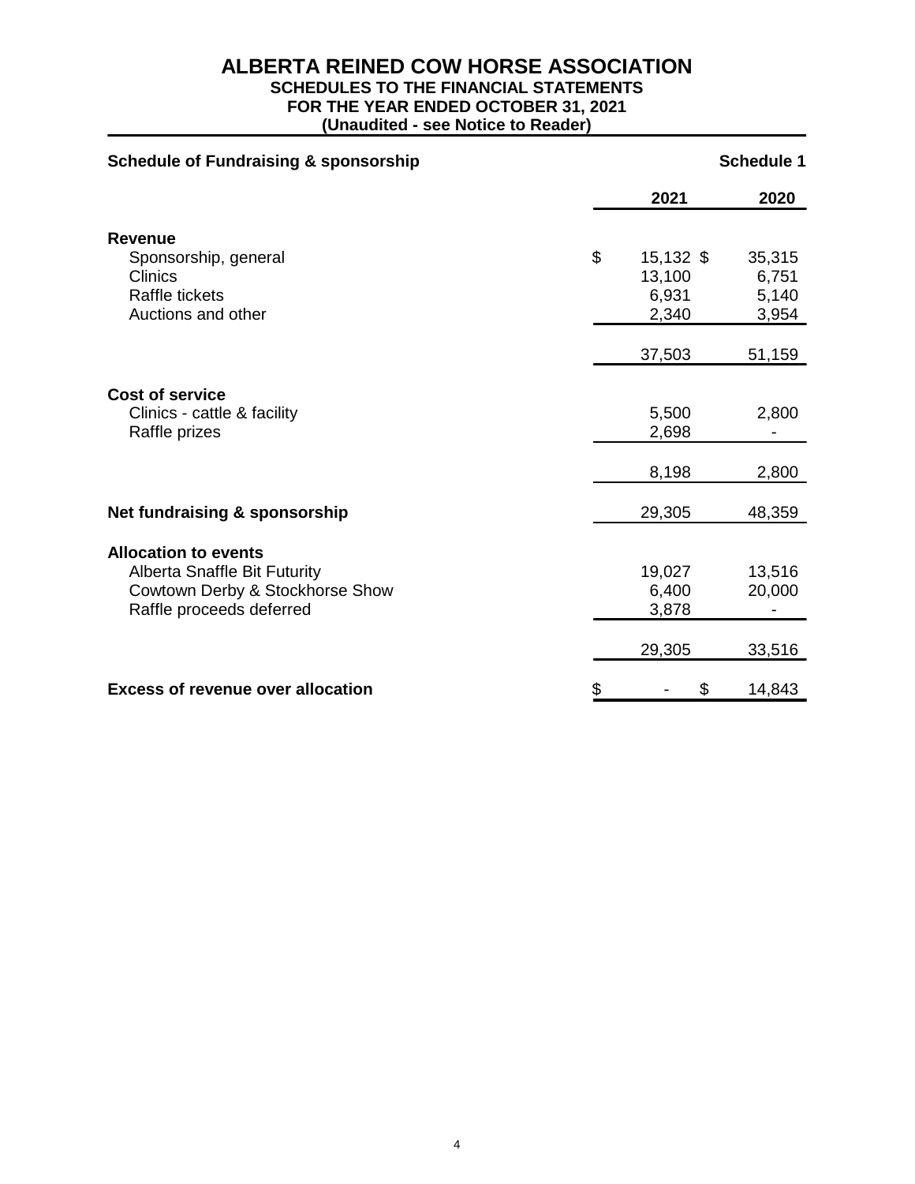# ALBERTA REINED COW HORSE ASSOCIATION

### SCHEDULES TO THE FINANCIAL STATEMENTS
### FOR THE YEAR ENDED OCTOBER 31, 2021
### (Unaudited - see Notice to Reader)

**Schedule of Fundraising & sponsorship** — **Schedule 1**

| | 2021 | 2020 |
|---|---|---|
| **Revenue** | | |
| Sponsorship, general | $ 15,132 | $ 35,315 |
| Clinics | 13,100 | 6,751 |
| Raffle tickets | 6,931 | 5,140 |
| Auctions and other | 2,340 | 3,954 |
| | 37,503 | 51,159 |
| **Cost of service** | | |
| Clinics - cattle & facility | 5,500 | 2,800 |
| Raffle prizes | 2,698 | - |
| | 8,198 | 2,800 |
| **Net fundraising & sponsorship** | 29,305 | 48,359 |
| **Allocation to events** | | |
| Alberta Snaffle Bit Futurity | 19,027 | 13,516 |
| Cowtown Derby & Stockhorse Show | 6,400 | 20,000 |
| Raffle proceeds deferred | 3,878 | - |
| | 29,305 | 33,516 |
| **Excess of revenue over allocation** | $ - | $ 14,843 |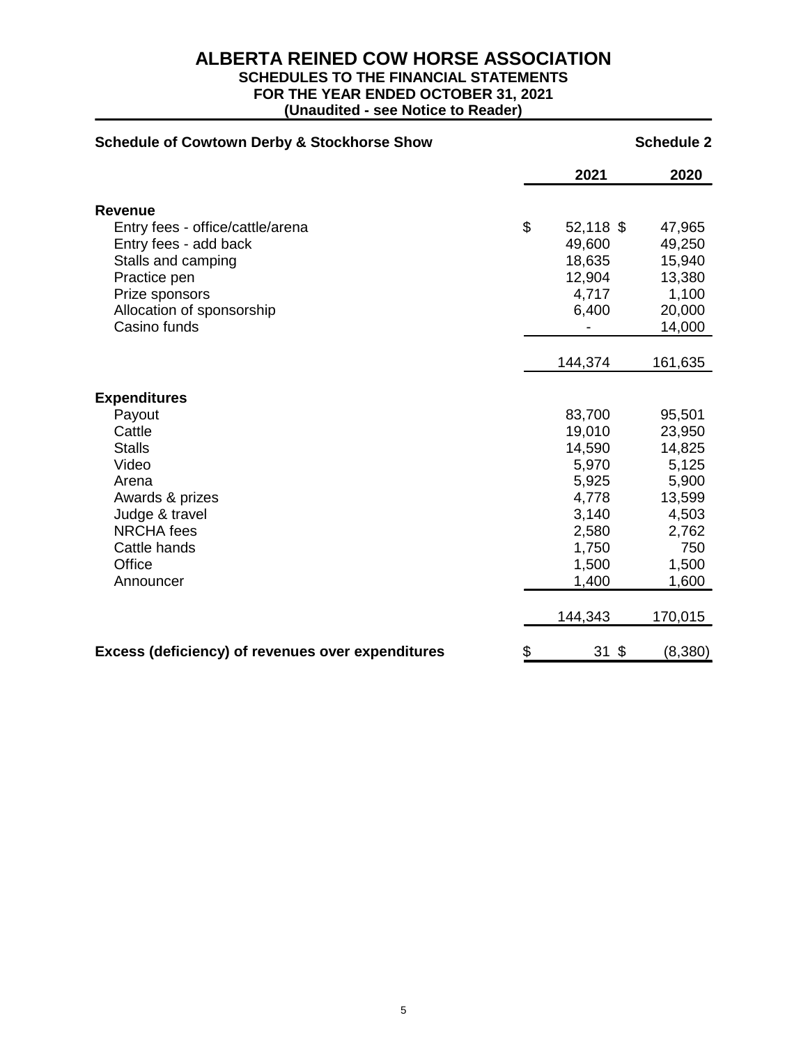# ALBERTA REINED COW HORSE ASSOCIATION

**SCHEDULES TO THE FINANCIAL STATEMENTS**
**FOR THE YEAR ENDED OCTOBER 31, 2021**
**(Unaudited - see Notice to Reader)**

**Schedule of Cowtown Derby & Stockhorse Show** — **Schedule 2**

| | 2021 | 2020 |
|---|---|---|
| **Revenue** | | |
| Entry fees - office/cattle/arena | $ 52,118 | $ 47,965 |
| Entry fees - add back | 49,600 | 49,250 |
| Stalls and camping | 18,635 | 15,940 |
| Practice pen | 12,904 | 13,380 |
| Prize sponsors | 4,717 | 1,100 |
| Allocation of sponsorship | 6,400 | 20,000 |
| Casino funds | - | 14,000 |
| | 144,374 | 161,635 |
| **Expenditures** | | |
| Payout | 83,700 | 95,501 |
| Cattle | 19,010 | 23,950 |
| Stalls | 14,590 | 14,825 |
| Video | 5,970 | 5,125 |
| Arena | 5,925 | 5,900 |
| Awards & prizes | 4,778 | 13,599 |
| Judge & travel | 3,140 | 4,503 |
| NRCHA fees | 2,580 | 2,762 |
| Cattle hands | 1,750 | 750 |
| Office | 1,500 | 1,500 |
| Announcer | 1,400 | 1,600 |
| | 144,343 | 170,015 |
| **Excess (deficiency) of revenues over expenditures** | $ 31 | $ (8,380) |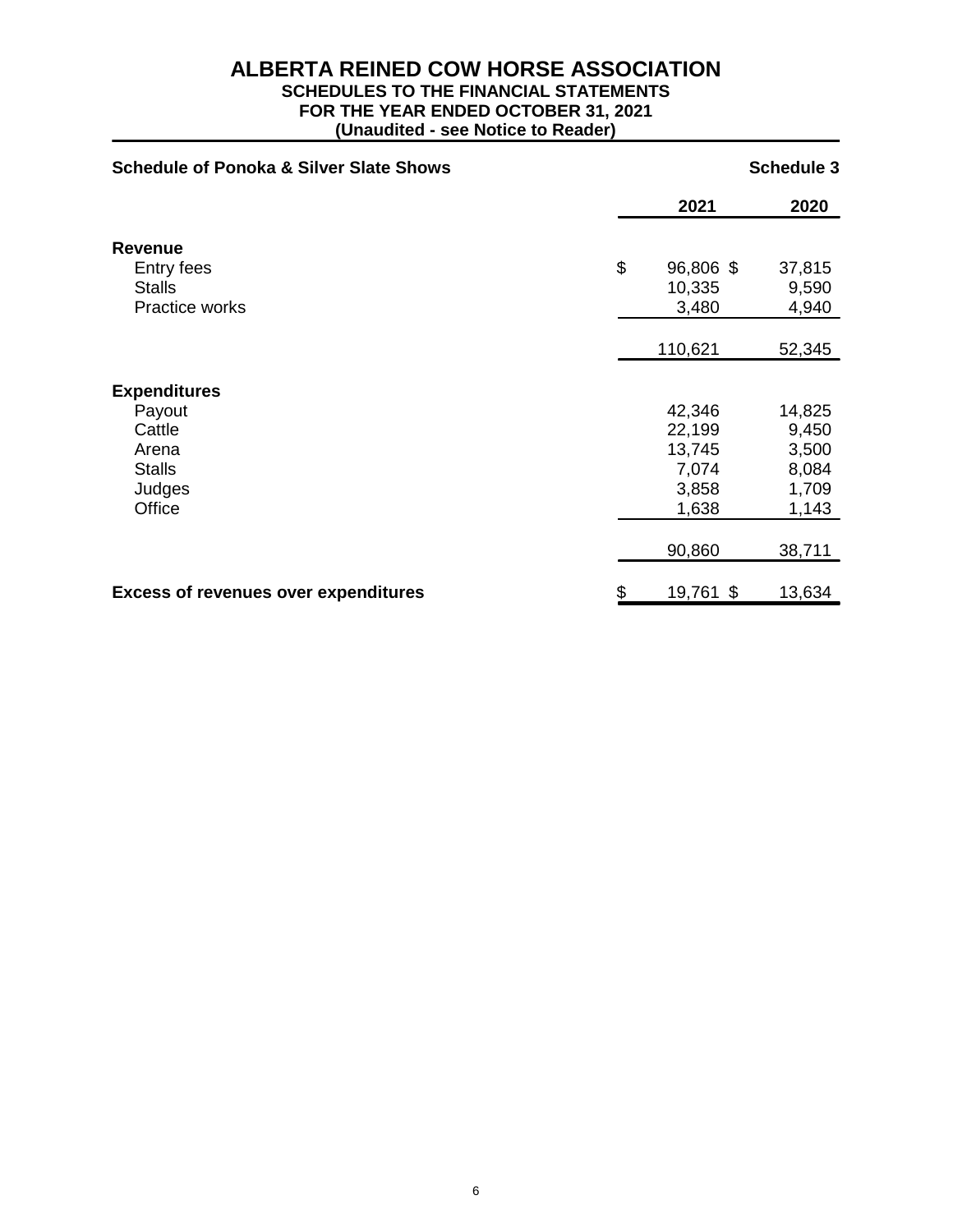# ALBERTA REINED COW HORSE ASSOCIATION

**SCHEDULES TO THE FINANCIAL STATEMENTS**
**FOR THE YEAR ENDED OCTOBER 31, 2021**
**(Unaudited - see Notice to Reader)**

**Schedule of Ponoka & Silver Slate Shows** | **Schedule 3**

| | 2021 | 2020 |
|---|---|---|
| **Revenue** | | |
| Entry fees | $ 96,806 | $ 37,815 |
| Stalls | 10,335 | 9,590 |
| Practice works | 3,480 | 4,940 |
| | 110,621 | 52,345 |
| **Expenditures** | | |
| Payout | 42,346 | 14,825 |
| Cattle | 22,199 | 9,450 |
| Arena | 13,745 | 3,500 |
| Stalls | 7,074 | 8,084 |
| Judges | 3,858 | 1,709 |
| Office | 1,638 | 1,143 |
| | 90,860 | 38,711 |
| **Excess of revenues over expenditures** | $ 19,761 | $ 13,634 |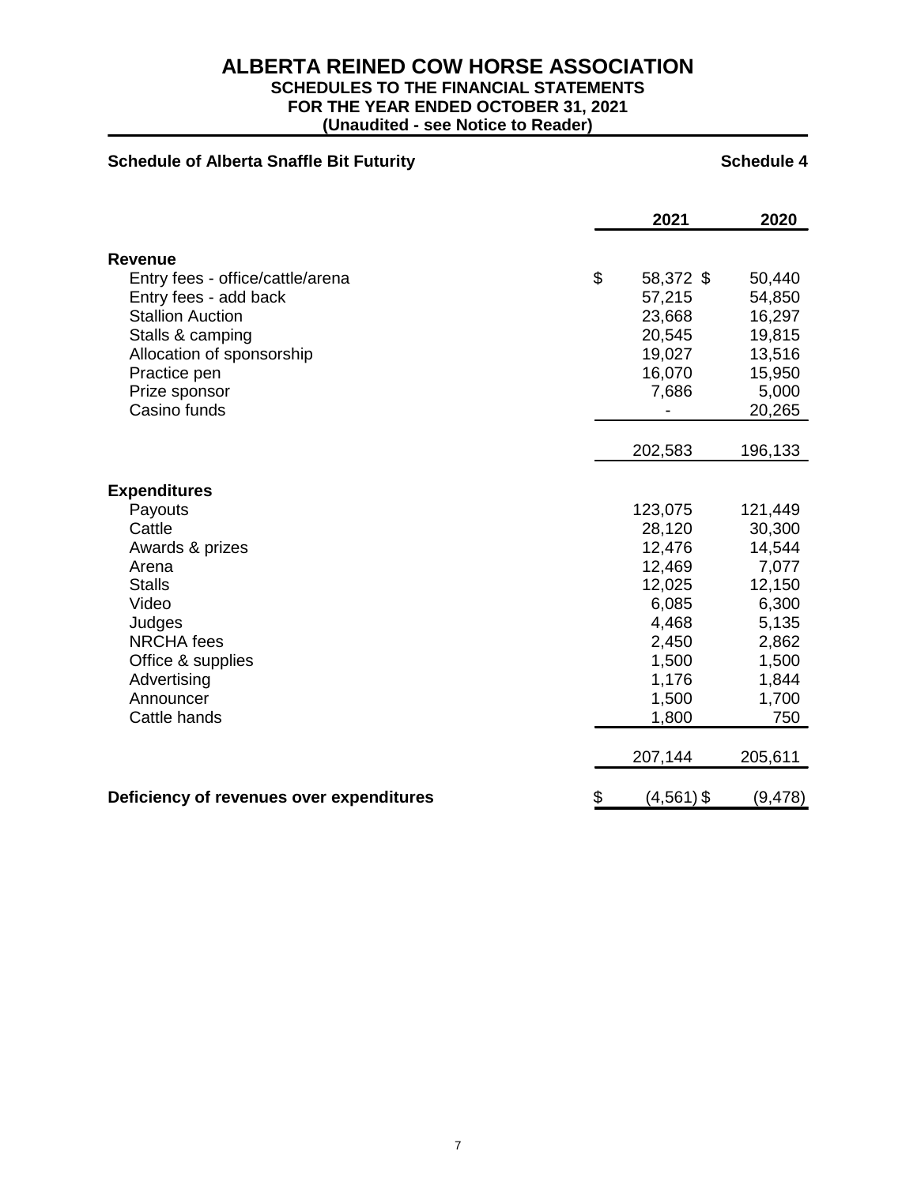# ALBERTA REINED COW HORSE ASSOCIATION

**SCHEDULES TO THE FINANCIAL STATEMENTS**
**FOR THE YEAR ENDED OCTOBER 31, 2021**
**(Unaudited - see Notice to Reader)**

## Schedule of Alberta Snaffle Bit Futurity

**Schedule 4**

| | 2021 | 2020 |
|---|---|---|
| **Revenue** | | |
| Entry fees - office/cattle/arena | $ 58,372 | $ 50,440 |
| Entry fees - add back | 57,215 | 54,850 |
| Stallion Auction | 23,668 | 16,297 |
| Stalls & camping | 20,545 | 19,815 |
| Allocation of sponsorship | 19,027 | 13,516 |
| Practice pen | 16,070 | 15,950 |
| Prize sponsor | 7,686 | 5,000 |
| Casino funds | - | 20,265 |
| | 202,583 | 196,133 |
| **Expenditures** | | |
| Payouts | 123,075 | 121,449 |
| Cattle | 28,120 | 30,300 |
| Awards & prizes | 12,476 | 14,544 |
| Arena | 12,469 | 7,077 |
| Stalls | 12,025 | 12,150 |
| Video | 6,085 | 6,300 |
| Judges | 4,468 | 5,135 |
| NRCHA fees | 2,450 | 2,862 |
| Office & supplies | 1,500 | 1,500 |
| Advertising | 1,176 | 1,844 |
| Announcer | 1,500 | 1,700 |
| Cattle hands | 1,800 | 750 |
| | 207,144 | 205,611 |
| **Deficiency of revenues over expenditures** | $ (4,561) | $ (9,478) |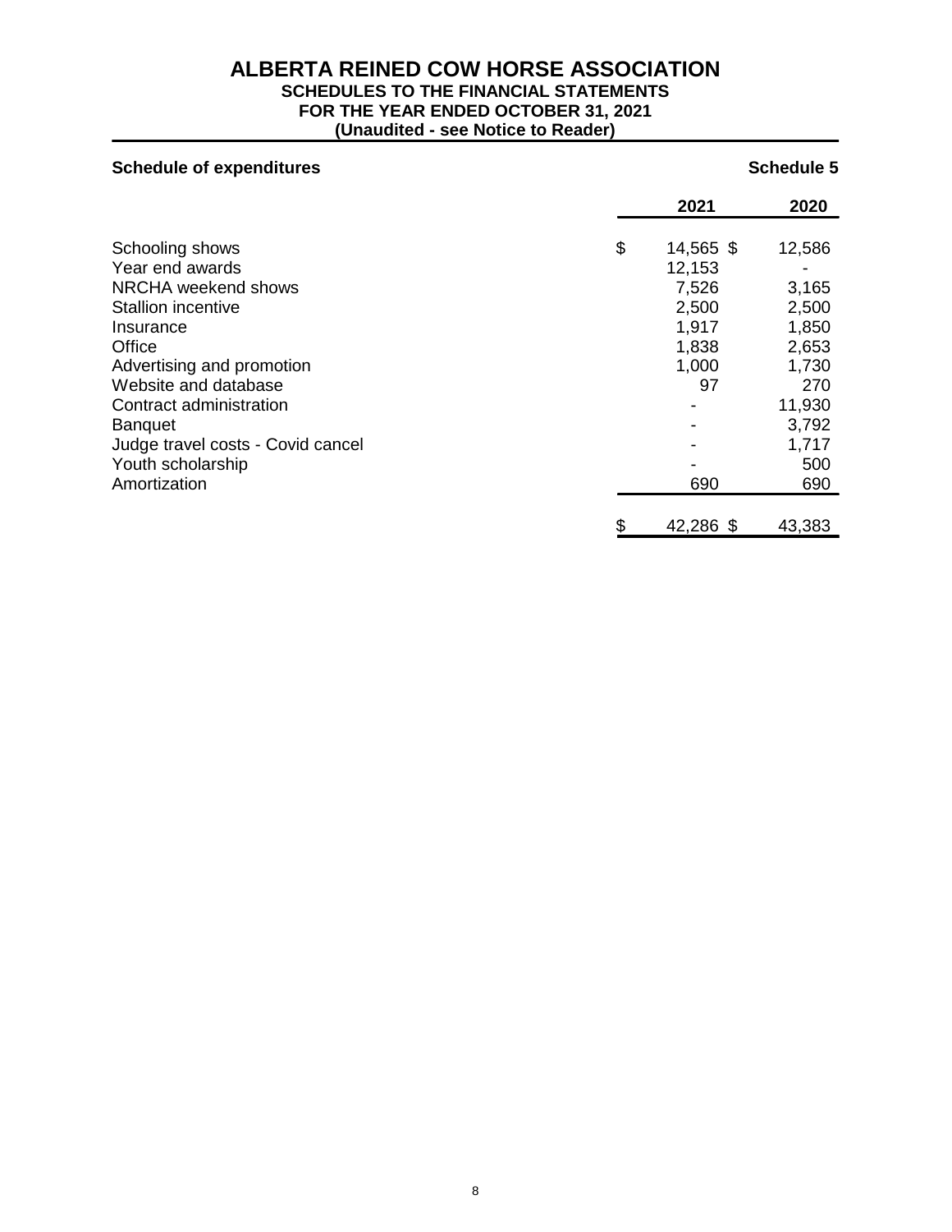# ALBERTA REINED COW HORSE ASSOCIATION

**SCHEDULES TO THE FINANCIAL STATEMENTS**
**FOR THE YEAR ENDED OCTOBER 31, 2021**
**(Unaudited - see Notice to Reader)**

**Schedule of expenditures** **Schedule 5**

| | 2021 | 2020 |
|---|---|---|
| Schooling shows | $ 14,565 | $ 12,586 |
| Year end awards | 12,153 | - |
| NRCHA weekend shows | 7,526 | 3,165 |
| Stallion incentive | 2,500 | 2,500 |
| Insurance | 1,917 | 1,850 |
| Office | 1,838 | 2,653 |
| Advertising and promotion | 1,000 | 1,730 |
| Website and database | 97 | 270 |
| Contract administration | - | 11,930 |
| Banquet | - | 3,792 |
| Judge travel costs - Covid cancel | - | 1,717 |
| Youth scholarship | - | 500 |
| Amortization | 690 | 690 |
| | $ 42,286 | $ 43,383 |